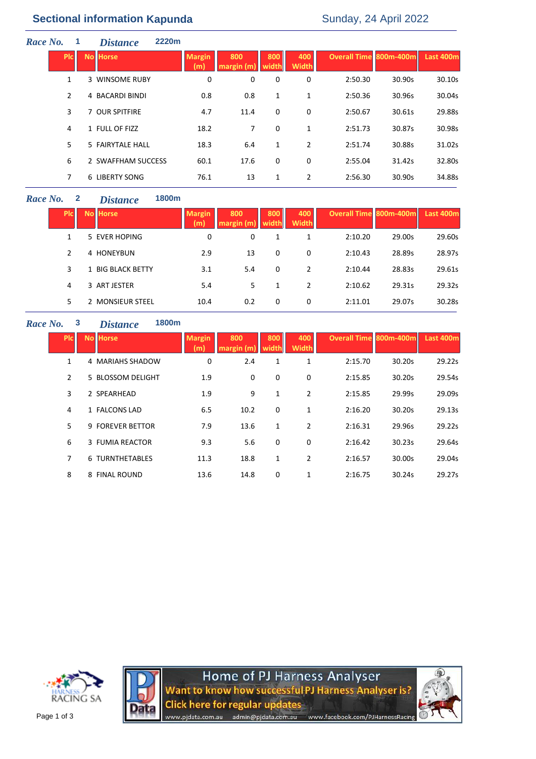# Sectional information Kapunda

Sunday, 24 April 2022

## Race No. 1 Distance 2220m

| Plc | No | Horse | Margin (m) | 800 margin (m) | 800 width | 400 Width | Overall Time | 800m-400m | Last 400m |
|---|---|---|---|---|---|---|---|---|---|
| 1 | 3 | WINSOME RUBY | 0 | 0 | 0 | 0 | 2:50.30 | 30.90s | 30.10s |
| 2 | 4 | BACARDI BINDI | 0.8 | 0.8 | 1 | 1 | 2:50.36 | 30.96s | 30.04s |
| 3 | 7 | OUR SPITFIRE | 4.7 | 11.4 | 0 | 0 | 2:50.67 | 30.61s | 29.88s |
| 4 | 1 | FULL OF FIZZ | 18.2 | 7 | 0 | 1 | 2:51.73 | 30.87s | 30.98s |
| 5 | 5 | FAIRYTALE HALL | 18.3 | 6.4 | 1 | 2 | 2:51.74 | 30.88s | 31.02s |
| 6 | 2 | SWAFFHAM SUCCESS | 60.1 | 17.6 | 0 | 0 | 2:55.04 | 31.42s | 32.80s |
| 7 | 6 | LIBERTY SONG | 76.1 | 13 | 1 | 2 | 2:56.30 | 30.90s | 34.88s |

## Race No. 2 Distance 1800m

| Plc | No | Horse | Margin (m) | 800 margin (m) | 800 width | 400 Width | Overall Time | 800m-400m | Last 400m |
|---|---|---|---|---|---|---|---|---|---|
| 1 | 5 | EVER HOPING | 0 | 0 | 1 | 1 | 2:10.20 | 29.00s | 29.60s |
| 2 | 4 | HONEYBUN | 2.9 | 13 | 0 | 0 | 2:10.43 | 28.89s | 28.97s |
| 3 | 1 | BIG BLACK BETTY | 3.1 | 5.4 | 0 | 2 | 2:10.44 | 28.83s | 29.61s |
| 4 | 3 | ART JESTER | 5.4 | 5 | 1 | 2 | 2:10.62 | 29.31s | 29.32s |
| 5 | 2 | MONSIEUR STEEL | 10.4 | 0.2 | 0 | 0 | 2:11.01 | 29.07s | 30.28s |

## Race No. 3 Distance 1800m

| Plc | No | Horse | Margin (m) | 800 margin (m) | 800 width | 400 Width | Overall Time | 800m-400m | Last 400m |
|---|---|---|---|---|---|---|---|---|---|
| 1 | 4 | MARIAHS SHADOW | 0 | 2.4 | 1 | 1 | 2:15.70 | 30.20s | 29.22s |
| 2 | 5 | BLOSSOM DELIGHT | 1.9 | 0 | 0 | 0 | 2:15.85 | 30.20s | 29.54s |
| 3 | 2 | SPEARHEAD | 1.9 | 9 | 1 | 2 | 2:15.85 | 29.99s | 29.09s |
| 4 | 1 | FALCONS LAD | 6.5 | 10.2 | 0 | 1 | 2:16.20 | 30.20s | 29.13s |
| 5 | 9 | FOREVER BETTOR | 7.9 | 13.6 | 1 | 2 | 2:16.31 | 29.96s | 29.22s |
| 6 | 3 | FUMIA REACTOR | 9.3 | 5.6 | 0 | 0 | 2:16.42 | 30.23s | 29.64s |
| 7 | 6 | TURNTHETABLES | 11.3 | 18.8 | 1 | 2 | 2:16.57 | 30.00s | 29.04s |
| 8 | 8 | FINAL ROUND | 13.6 | 14.8 | 0 | 1 | 2:16.75 | 30.24s | 29.27s |

HARNESS RACING SA

Home of PJ Harness Analyser
Want to know how successful PJ Harness Analyser is?
Click here for regular updates
www.pjdata.com.au admin@pjdata.com.au www.facebook.com/PJHarnessRacing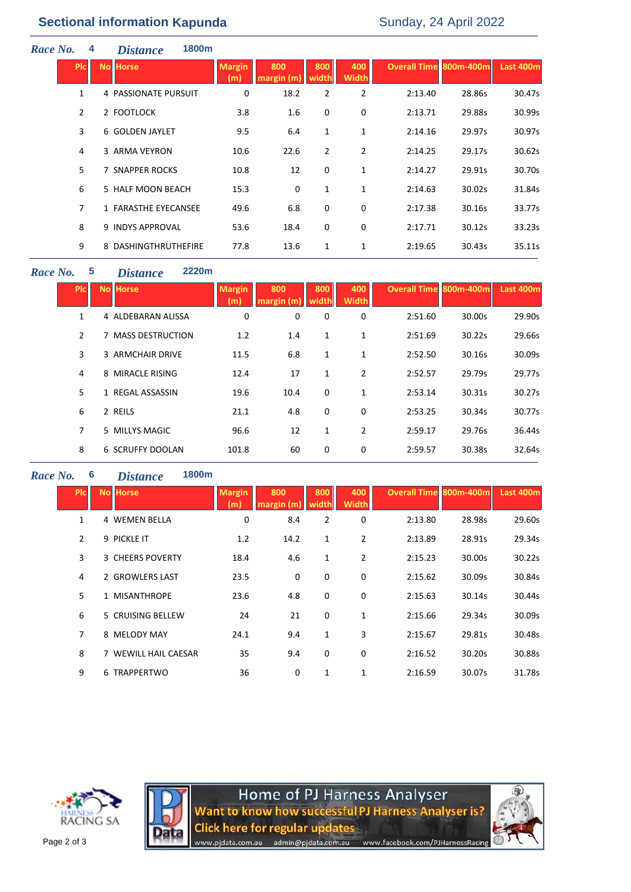## Sectional information Kapunda

Sunday, 24 April 2022

### *Race No.* 4 *Distance* 1800m

| Plc | No | Horse | Margin (m) | 800 margin (m) | 800 width | 400 Width | Overall Time | 800m-400m | Last 400m |
|---|---|---|---|---|---|---|---|---|---|
| 1 | 4 | PASSIONATE PURSUIT | 0 | 18.2 | 2 | 2 | 2:13.40 | 28.86s | 30.47s |
| 2 | 2 | FOOTLOCK | 3.8 | 1.6 | 0 | 0 | 2:13.71 | 29.88s | 30.99s |
| 3 | 6 | GOLDEN JAYLET | 9.5 | 6.4 | 1 | 1 | 2:14.16 | 29.97s | 30.97s |
| 4 | 3 | ARMA VEYRON | 10.6 | 22.6 | 2 | 2 | 2:14.25 | 29.17s | 30.62s |
| 5 | 7 | SNAPPER ROCKS | 10.8 | 12 | 0 | 1 | 2:14.27 | 29.91s | 30.70s |
| 6 | 5 | HALF MOON BEACH | 15.3 | 0 | 1 | 1 | 2:14.63 | 30.02s | 31.84s |
| 7 | 1 | FARASTHE EYECANSEE | 49.6 | 6.8 | 0 | 0 | 2:17.38 | 30.16s | 33.77s |
| 8 | 9 | INDYS APPROVAL | 53.6 | 18.4 | 0 | 0 | 2:17.71 | 30.12s | 33.23s |
| 9 | 8 | DASHINGTHRUTHEFIRE | 77.8 | 13.6 | 1 | 1 | 2:19.65 | 30.43s | 35.11s |

### *Race No.* 5 *Distance* 2220m

| Plc | No | Horse | Margin (m) | 800 margin (m) | 800 width | 400 Width | Overall Time | 800m-400m | Last 400m |
|---|---|---|---|---|---|---|---|---|---|
| 1 | 4 | ALDEBARAN ALISSA | 0 | 0 | 0 | 0 | 2:51.60 | 30.00s | 29.90s |
| 2 | 7 | MASS DESTRUCTION | 1.2 | 1.4 | 1 | 1 | 2:51.69 | 30.22s | 29.66s |
| 3 | 3 | ARMCHAIR DRIVE | 11.5 | 6.8 | 1 | 1 | 2:52.50 | 30.16s | 30.09s |
| 4 | 8 | MIRACLE RISING | 12.4 | 17 | 1 | 2 | 2:52.57 | 29.79s | 29.77s |
| 5 | 1 | REGAL ASSASSIN | 19.6 | 10.4 | 0 | 1 | 2:53.14 | 30.31s | 30.27s |
| 6 | 2 | REILS | 21.1 | 4.8 | 0 | 0 | 2:53.25 | 30.34s | 30.77s |
| 7 | 5 | MILLYS MAGIC | 96.6 | 12 | 1 | 2 | 2:59.17 | 29.76s | 36.44s |
| 8 | 6 | SCRUFFY DOOLAN | 101.8 | 60 | 0 | 0 | 2:59.57 | 30.38s | 32.64s |

### *Race No.* 6 *Distance* 1800m

| Plc | No | Horse | Margin (m) | 800 margin (m) | 800 width | 400 Width | Overall Time | 800m-400m | Last 400m |
|---|---|---|---|---|---|---|---|---|---|
| 1 | 4 | WEMEN BELLA | 0 | 8.4 | 2 | 0 | 2:13.80 | 28.98s | 29.60s |
| 2 | 9 | PICKLE IT | 1.2 | 14.2 | 1 | 2 | 2:13.89 | 28.91s | 29.34s |
| 3 | 3 | CHEERS POVERTY | 18.4 | 4.6 | 1 | 2 | 2:15.23 | 30.00s | 30.22s |
| 4 | 2 | GROWLERS LAST | 23.5 | 0 | 0 | 0 | 2:15.62 | 30.09s | 30.84s |
| 5 | 1 | MISANTHROPE | 23.6 | 4.8 | 0 | 0 | 2:15.63 | 30.14s | 30.44s |
| 6 | 5 | CRUISING BELLEW | 24 | 21 | 0 | 1 | 2:15.66 | 29.34s | 30.09s |
| 7 | 8 | MELODY MAY | 24.1 | 9.4 | 1 | 3 | 2:15.67 | 29.81s | 30.48s |
| 8 | 7 | WEWILL HAIL CAESAR | 35 | 9.4 | 0 | 0 | 2:16.52 | 30.20s | 30.88s |
| 9 | 6 | TRAPPERTWO | 36 | 0 | 1 | 1 | 2:16.59 | 30.07s | 31.78s |

HARNESS RACING SA

Home of PJ Harness Analyser
Want to know how successful PJ Harness Analyser is?
Click here for regular updates
www.pjdata.com.au admin@pjdata.com.au www.facebook.com/PJHarnessRacing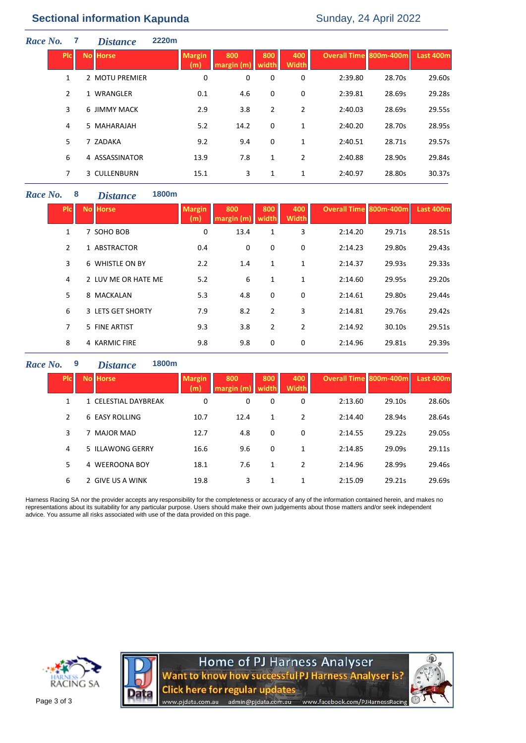## Sectional information Kapunda

Sunday, 24 April 2022

***Race No.*** **7** ***Distance*** **2220m**

| Plc | No | Horse | Margin (m) | 800 margin (m) | 800 width | 400 Width | Overall Time | 800m-400m | Last 400m |
|---|---|---|---|---|---|---|---|---|---|
| 1 | 2 | MOTU PREMIER | 0 | 0 | 0 | 0 | 2:39.80 | 28.70s | 29.60s |
| 2 | 1 | WRANGLER | 0.1 | 4.6 | 0 | 0 | 2:39.81 | 28.69s | 29.28s |
| 3 | 6 | JIMMY MACK | 2.9 | 3.8 | 2 | 2 | 2:40.03 | 28.69s | 29.55s |
| 4 | 5 | MAHARAJAH | 5.2 | 14.2 | 0 | 1 | 2:40.20 | 28.70s | 28.95s |
| 5 | 7 | ZADAKA | 9.2 | 9.4 | 0 | 1 | 2:40.51 | 28.71s | 29.57s |
| 6 | 4 | ASSASSINATOR | 13.9 | 7.8 | 1 | 2 | 2:40.88 | 28.90s | 29.84s |
| 7 | 3 | CULLENBURN | 15.1 | 3 | 1 | 1 | 2:40.97 | 28.80s | 30.37s |

***Race No.*** **8** ***Distance*** **1800m**

| Plc | No | Horse | Margin (m) | 800 margin (m) | 800 width | 400 Width | Overall Time | 800m-400m | Last 400m |
|---|---|---|---|---|---|---|---|---|---|
| 1 | 7 | SOHO BOB | 0 | 13.4 | 1 | 3 | 2:14.20 | 29.71s | 28.51s |
| 2 | 1 | ABSTRACTOR | 0.4 | 0 | 0 | 0 | 2:14.23 | 29.80s | 29.43s |
| 3 | 6 | WHISTLE ON BY | 2.2 | 1.4 | 1 | 1 | 2:14.37 | 29.93s | 29.33s |
| 4 | 2 | LUV ME OR HATE ME | 5.2 | 6 | 1 | 1 | 2:14.60 | 29.95s | 29.20s |
| 5 | 8 | MACKALAN | 5.3 | 4.8 | 0 | 0 | 2:14.61 | 29.80s | 29.44s |
| 6 | 3 | LETS GET SHORTY | 7.9 | 8.2 | 2 | 3 | 2:14.81 | 29.76s | 29.42s |
| 7 | 5 | FINE ARTIST | 9.3 | 3.8 | 2 | 2 | 2:14.92 | 30.10s | 29.51s |
| 8 | 4 | KARMIC FIRE | 9.8 | 9.8 | 0 | 0 | 2:14.96 | 29.81s | 29.39s |

***Race No.*** **9** ***Distance*** **1800m**

| Plc | No | Horse | Margin (m) | 800 margin (m) | 800 width | 400 Width | Overall Time | 800m-400m | Last 400m |
|---|---|---|---|---|---|---|---|---|---|
| 1 | 1 | CELESTIAL DAYBREAK | 0 | 0 | 0 | 0 | 2:13.60 | 29.10s | 28.60s |
| 2 | 6 | EASY ROLLING | 10.7 | 12.4 | 1 | 2 | 2:14.40 | 28.94s | 28.64s |
| 3 | 7 | MAJOR MAD | 12.7 | 4.8 | 0 | 0 | 2:14.55 | 29.22s | 29.05s |
| 4 | 5 | ILLAWONG GERRY | 16.6 | 9.6 | 0 | 1 | 2:14.85 | 29.09s | 29.11s |
| 5 | 4 | WEEROONA BOY | 18.1 | 7.6 | 1 | 2 | 2:14.96 | 28.99s | 29.46s |
| 6 | 2 | GIVE US A WINK | 19.8 | 3 | 1 | 1 | 2:15.09 | 29.21s | 29.69s |

Harness Racing SA nor the provider accepts any responsibility for the completeness or accuracy of any of the information contained herein, and makes no representations about its suitability for any particular purpose. Users should make their own judgements about those matters and/or seek independent advice. You assume all risks associated with use of the data provided on this page.

HARNESS RACING SA

Home of PJ Harness Analyser
Want to know how successful PJ Harness Analyser is?
Click here for regular updates
www.pjdata.com.au admin@pjdata.com.au www.facebook.com/PJHarnessRacing